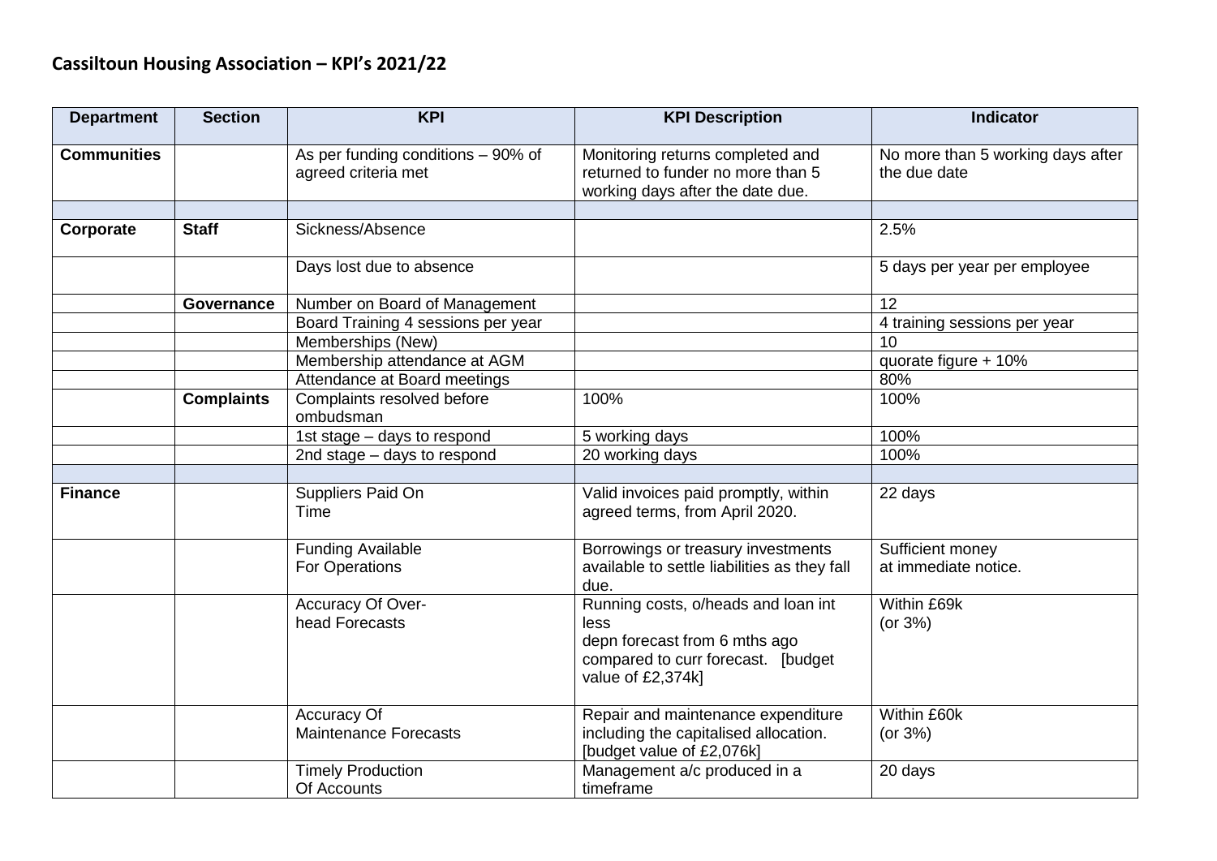## Cassiltoun Housing Association – KPI's 2021/22

| Department | Section | KPI | KPI Description | Indicator |
|---|---|---|---|---|
| **Communities** | | As per funding conditions – 90% of agreed criteria met | Monitoring returns completed and returned to funder no more than 5 working days after the date due. | No more than 5 working days after the due date |
| | | | | |
| **Corporate** | **Staff** | Sickness/Absence | | 2.5% |
| | | Days lost due to absence | | 5 days per year per employee |
| | **Governance** | Number on Board of Management | | 12 |
| | | Board Training 4 sessions per year | | 4 training sessions per year |
| | | Memberships (New) | | 10 |
| | | Membership attendance at AGM | | quorate figure + 10% |
| | | Attendance at Board meetings | | 80% |
| | **Complaints** | Complaints resolved before ombudsman | 100% | 100% |
| | | 1st stage – days to respond | 5 working days | 100% |
| | | 2nd stage – days to respond | 20 working days | 100% |
| | | | | |
| **Finance** | | Suppliers Paid On Time | Valid invoices paid promptly, within agreed terms, from April 2020. | 22 days |
| | | Funding Available For Operations | Borrowings or treasury investments available to settle liabilities as they fall due. | Sufficient money at immediate notice. |
| | | Accuracy Of Over-head Forecasts | Running costs, o/heads and loan int less depn forecast from 6 mths ago compared to curr forecast. [budget value of £2,374k] | Within £69k (or 3%) |
| | | Accuracy Of Maintenance Forecasts | Repair and maintenance expenditure including the capitalised allocation. [budget value of £2,076k] | Within £60k (or 3%) |
| | | Timely Production Of Accounts | Management a/c produced in a timeframe | 20 days |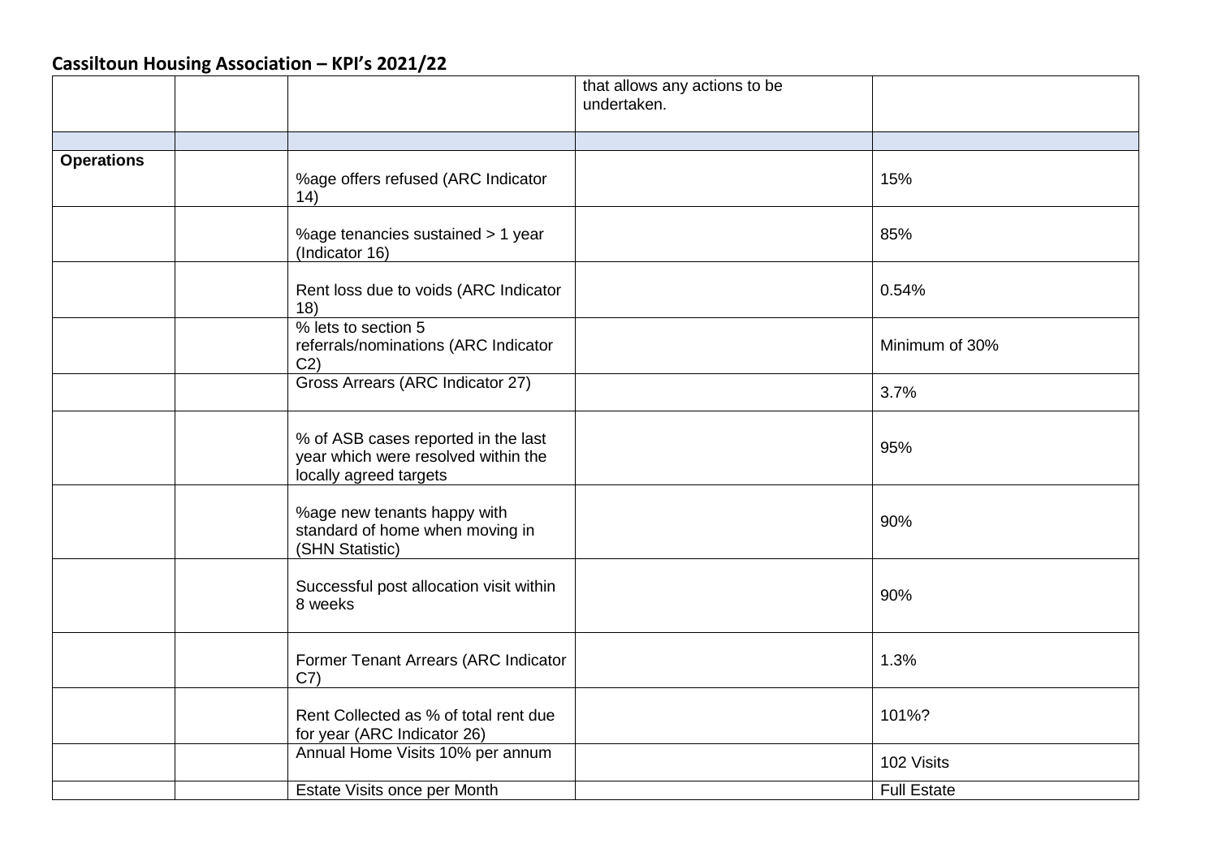## Cassiltoun Housing Association – KPI's 2021/22

| | | | | |
|---|---|---|---|---|
| | | | that allows any actions to be undertaken. | |
| | | | | |
| **Operations** | | %age offers refused (ARC Indicator 14) | | 15% |
| | | %age tenancies sustained > 1 year (Indicator 16) | | 85% |
| | | Rent loss due to voids (ARC Indicator 18) | | 0.54% |
| | | % lets to section 5 referrals/nominations (ARC Indicator C2) | | Minimum of 30% |
| | | Gross Arrears (ARC Indicator 27) | | 3.7% |
| | | % of ASB cases reported in the last year which were resolved within the locally agreed targets | | 95% |
| | | %age new tenants happy with standard of home when moving in (SHN Statistic) | | 90% |
| | | Successful post allocation visit within 8 weeks | | 90% |
| | | Former Tenant Arrears (ARC Indicator C7) | | 1.3% |
| | | Rent Collected as % of total rent due for year (ARC Indicator 26) | | 101%? |
| | | Annual Home Visits 10% per annum | | 102 Visits |
| | | Estate Visits once per Month | | Full Estate |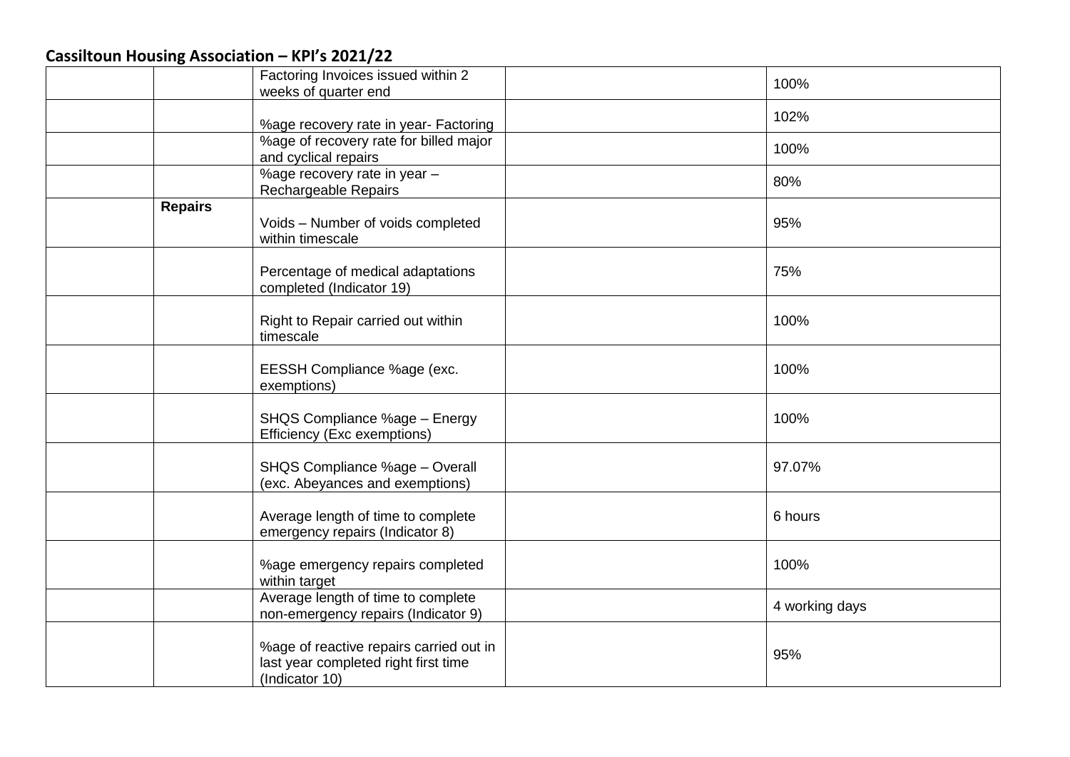## Cassiltoun Housing Association – KPI's 2021/22

| | | | | |
|---|---|---|---|---|
| | | Factoring Invoices issued within 2 weeks of quarter end | | 100% |
| | | %age recovery rate in year- Factoring | | 102% |
| | | %age of recovery rate for billed major and cyclical repairs | | 100% |
| | | %age recovery rate in year – Rechargeable Repairs | | 80% |
| | **Repairs** | Voids – Number of voids completed within timescale | | 95% |
| | | Percentage of medical adaptations completed (Indicator 19) | | 75% |
| | | Right to Repair carried out within timescale | | 100% |
| | | EESSH Compliance %age (exc. exemptions) | | 100% |
| | | SHQS Compliance %age – Energy Efficiency (Exc exemptions) | | 100% |
| | | SHQS Compliance %age – Overall (exc. Abeyances and exemptions) | | 97.07% |
| | | Average length of time to complete emergency repairs (Indicator 8) | | 6 hours |
| | | %age emergency repairs completed within target | | 100% |
| | | Average length of time to complete non-emergency repairs (Indicator 9) | | 4 working days |
| | | %age of reactive repairs carried out in last year completed right first time (Indicator 10) | | 95% |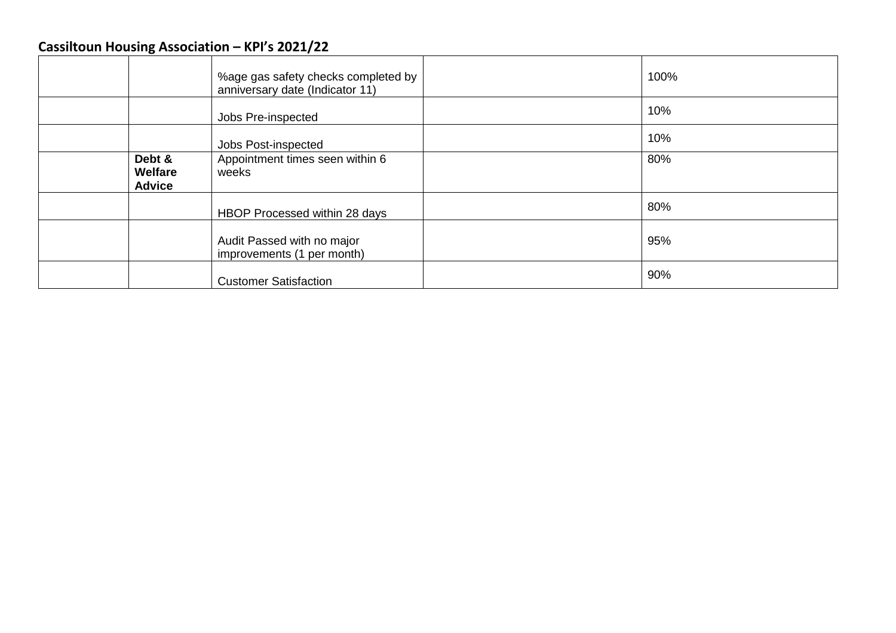**Cassiltoun Housing Association – KPI's 2021/22**

| | | | | |
|---|---|---|---|---|
| | | %age gas safety checks completed by anniversary date (Indicator 11) | | 100% |
| | | Jobs Pre-inspected | | 10% |
| | | Jobs Post-inspected | | 10% |
| | **Debt & Welfare Advice** | Appointment times seen within 6 weeks | | 80% |
| | | HBOP Processed within 28 days | | 80% |
| | | Audit Passed with no major improvements (1 per month) | | 95% |
| | | Customer Satisfaction | | 90% |